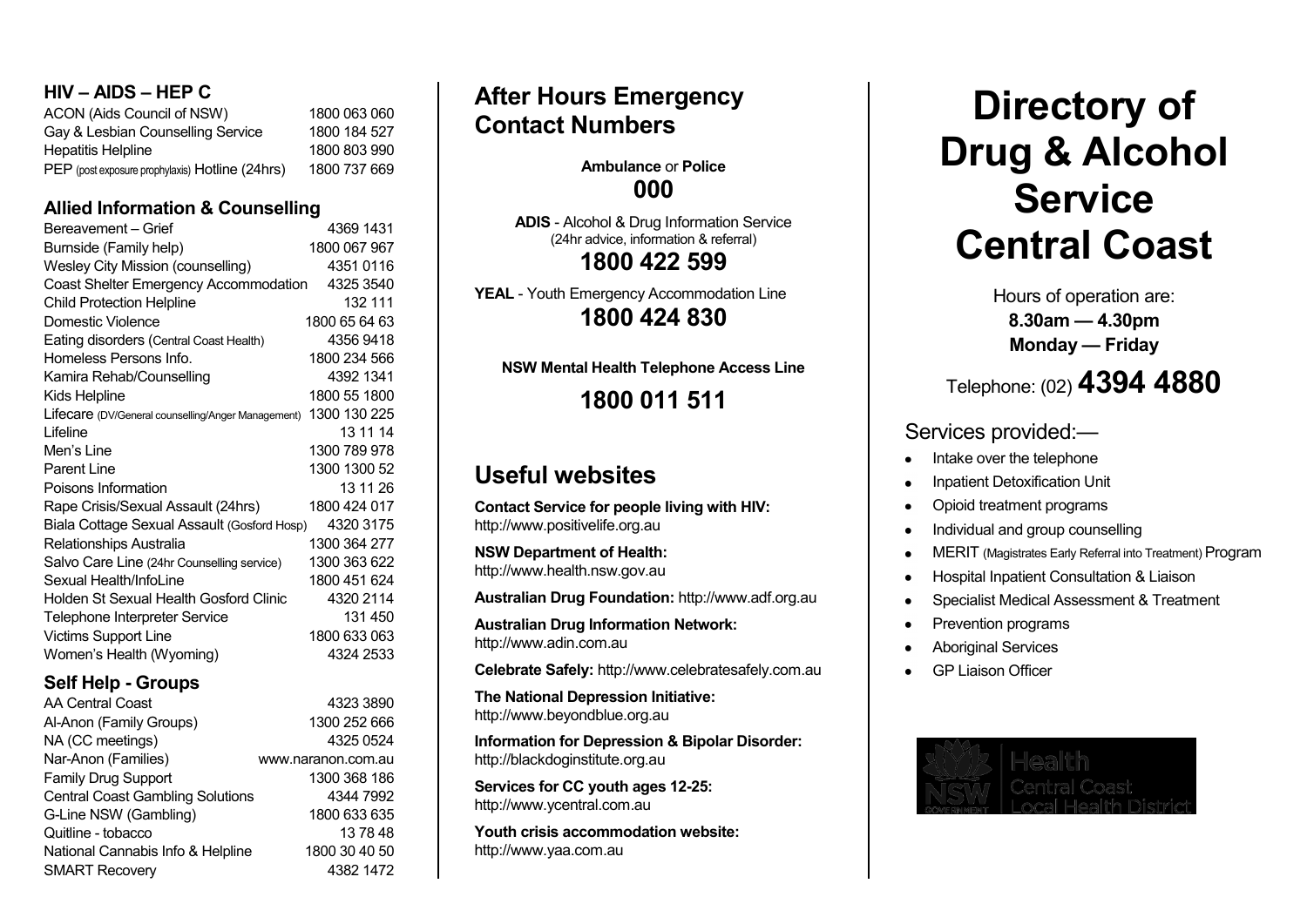## HIV – AIDS – HEP C

| | |
|---|---|
| ACON (Aids Council of NSW) | 1800 063 060 |
| Gay & Lesbian Counselling Service | 1800 184 527 |
| Hepatitis Helpline | 1800 803 990 |
| PEP (post exposure prophylaxis) Hotline (24hrs) | 1800 737 669 |

## Allied Information & Counselling

| | |
|---|---|
| Bereavement – Grief | 4369 1431 |
| Burnside (Family help) | 1800 067 967 |
| Wesley City Mission (counselling) | 4351 0116 |
| Coast Shelter Emergency Accommodation | 4325 3540 |
| Child Protection Helpline | 132 111 |
| Domestic Violence | 1800 65 64 63 |
| Eating disorders (Central Coast Health) | 4356 9418 |
| Homeless Persons Info. | 1800 234 566 |
| Kamira Rehab/Counselling | 4392 1341 |
| Kids Helpline | 1800 55 1800 |
| Lifecare (DV/General counselling/Anger Management) | 1300 130 225 |
| Lifeline | 13 11 14 |
| Men's Line | 1300 789 978 |
| Parent Line | 1300 1300 52 |
| Poisons Information | 13 11 26 |
| Rape Crisis/Sexual Assault (24hrs) | 1800 424 017 |
| Biala Cottage Sexual Assault (Gosford Hosp) | 4320 3175 |
| Relationships Australia | 1300 364 277 |
| Salvo Care Line (24hr Counselling service) | 1300 363 622 |
| Sexual Health/InfoLine | 1800 451 624 |
| Holden St Sexual Health Gosford Clinic | 4320 2114 |
| Telephone Interpreter Service | 131 450 |
| Victims Support Line | 1800 633 063 |
| Women's Health (Wyoming) | 4324 2533 |

## Self Help - Groups

| | |
|---|---|
| AA Central Coast | 4323 3890 |
| Al-Anon (Family Groups) | 1300 252 666 |
| NA (CC meetings) | 4325 0524 |
| Nar-Anon (Families) | www.naranon.com.au |
| Family Drug Support | 1300 368 186 |
| Central Coast Gambling Solutions | 4344 7992 |
| G-Line NSW (Gambling) | 1800 633 635 |
| Quitline - tobacco | 13 78 48 |
| National Cannabis Info & Helpline | 1800 30 40 50 |
| SMART Recovery | 4382 1472 |

## After Hours Emergency Contact Numbers

**Ambulance** or **Police**

**000**

**ADIS** - Alcohol & Drug Information Service
(24hr advice, information & referral)

**1800 422 599**

**YEAL** - Youth Emergency Accommodation Line

**1800 424 830**

**NSW Mental Health Telephone Access Line**

**1800 011 511**

## Useful websites

**Contact Service for people living with HIV:**
http://www.positivelife.org.au

**NSW Department of Health:**
http://www.health.nsw.gov.au

**Australian Drug Foundation:** http://www.adf.org.au

**Australian Drug Information Network:**
http://www.adin.com.au

**Celebrate Safely:** http://www.celebratesafely.com.au

**The National Depression Initiative:**
http://www.beyondblue.org.au

**Information for Depression & Bipolar Disorder:**
http://blackdoginstitute.org.au

**Services for CC youth ages 12-25:**
http://www.ycentral.com.au

**Youth crisis accommodation website:**
http://www.yaa.com.au

# Directory of Drug & Alcohol Service Central Coast

Hours of operation are:
**8.30am — 4.30pm**
**Monday — Friday**

Telephone: (02) **4394 4880**

Services provided:—

- Intake over the telephone
- Inpatient Detoxification Unit
- Opioid treatment programs
- Individual and group counselling
- MERIT (Magistrates Early Referral into Treatment) Program
- Hospital Inpatient Consultation & Liaison
- Specialist Medical Assessment & Treatment
- Prevention programs
- Aboriginal Services
- GP Liaison Officer

NSW GOVERNMENT | Health Central Coast Local Health District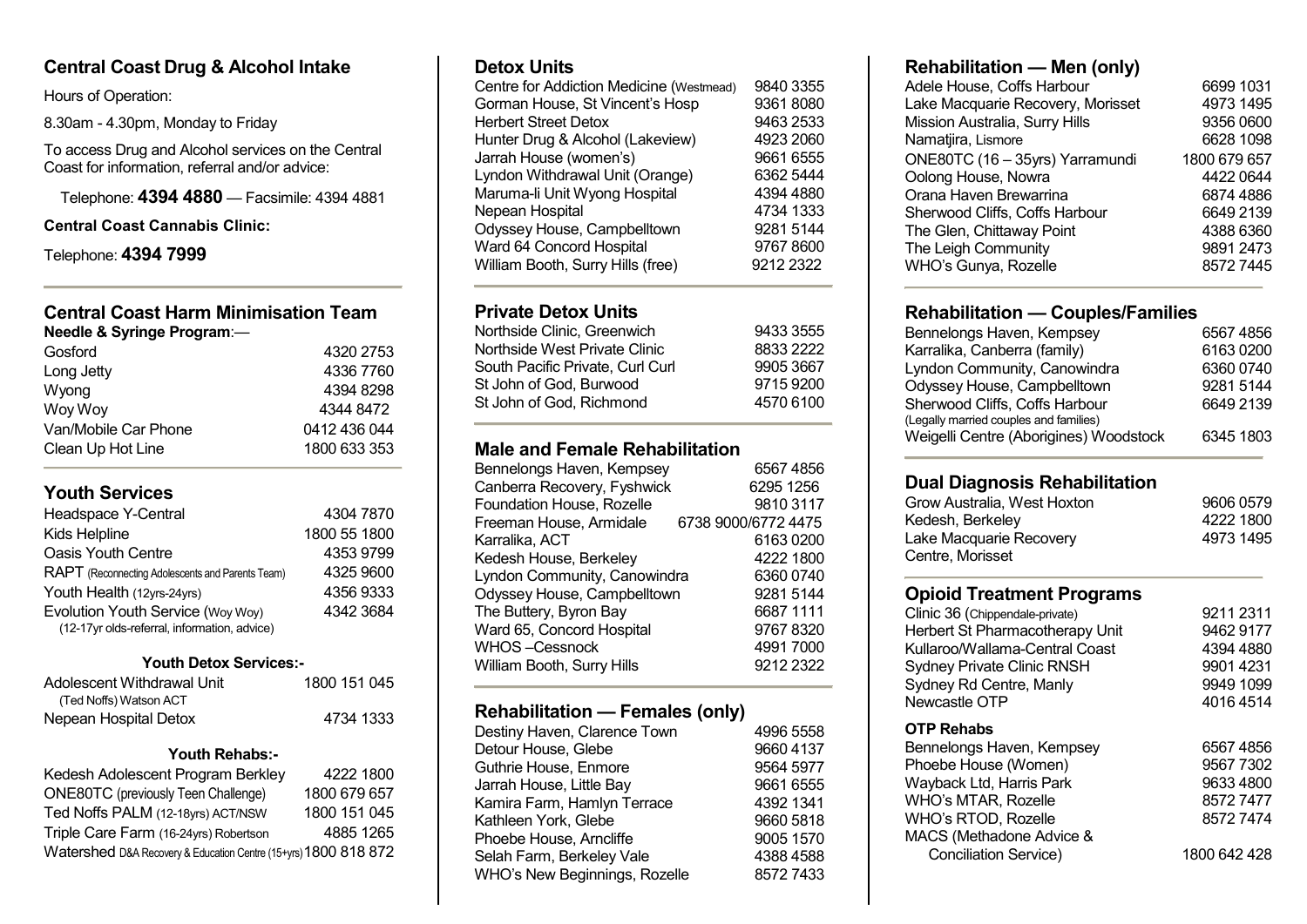## Central Coast Drug & Alcohol Intake

Hours of Operation:

8.30am - 4.30pm, Monday to Friday

To access Drug and Alcohol services on the Central Coast for information, referral and/or advice:

Telephone: **4394 4880** — Facsimile: 4394 4881

**Central Coast Cannabis Clinic:**

Telephone: **4394 7999**

## Central Coast Harm Minimisation Team

**Needle & Syringe Program**:—

| | |
|---|---|
| Gosford | 4320 2753 |
| Long Jetty | 4336 7760 |
| Wyong | 4394 8298 |
| Woy Woy | 4344 8472 |
| Van/Mobile Car Phone | 0412 436 044 |
| Clean Up Hot Line | 1800 633 353 |

## Youth Services

| | |
|---|---|
| Headspace Y-Central | 4304 7870 |
| Kids Helpline | 1800 55 1800 |
| Oasis Youth Centre | 4353 9799 |
| RAPT (Reconnecting Adolescents and Parents Team) | 4325 9600 |
| Youth Health (12yrs-24yrs) | 4356 9333 |
| Evolution Youth Service (Woy Woy) (12-17yr olds-referral, information, advice) | 4342 3684 |

**Youth Detox Services:-**

| | |
|---|---|
| Adolescent Withdrawal Unit (Ted Noffs) Watson ACT | 1800 151 045 |
| Nepean Hospital Detox | 4734 1333 |

**Youth Rehabs:-**

| | |
|---|---|
| Kedesh Adolescent Program Berkley | 4222 1800 |
| ONE80TC (previously Teen Challenge) | 1800 679 657 |
| Ted Noffs PALM (12-18yrs) ACT/NSW | 1800 151 045 |
| Triple Care Farm (16-24yrs) Robertson | 4885 1265 |
| Watershed D&A Recovery & Education Centre (15+yrs) | 1800 818 872 |

## Detox Units

| | |
|---|---|
| Centre for Addiction Medicine (Westmead) | 9840 3355 |
| Gorman House, St Vincent's Hosp | 9361 8080 |
| Herbert Street Detox | 9463 2533 |
| Hunter Drug & Alcohol (Lakeview) | 4923 2060 |
| Jarrah House (women's) | 9661 6555 |
| Lyndon Withdrawal Unit (Orange) | 6362 5444 |
| Maruma-li Unit Wyong Hospital | 4394 4880 |
| Nepean Hospital | 4734 1333 |
| Odyssey House, Campbelltown | 9281 5144 |
| Ward 64 Concord Hospital | 9767 8600 |
| William Booth, Surry Hills (free) | 9212 2322 |

## Private Detox Units

| | |
|---|---|
| Northside Clinic, Greenwich | 9433 3555 |
| Northside West Private Clinic | 8833 2222 |
| South Pacific Private, Curl Curl | 9905 3667 |
| St John of God, Burwood | 9715 9200 |
| St John of God, Richmond | 4570 6100 |

## Male and Female Rehabilitation

| | |
|---|---|
| Bennelongs Haven, Kempsey | 6567 4856 |
| Canberra Recovery, Fyshwick | 6295 1256 |
| Foundation House, Rozelle | 9810 3117 |
| Freeman House, Armidale | 6738 9000/6772 4475 |
| Karralika, ACT | 6163 0200 |
| Kedesh House, Berkeley | 4222 1800 |
| Lyndon Community, Canowindra | 6360 0740 |
| Odyssey House, Campbelltown | 9281 5144 |
| The Buttery, Byron Bay | 6687 1111 |
| Ward 65, Concord Hospital | 9767 8320 |
| WHOS –Cessnock | 4991 7000 |
| William Booth, Surry Hills | 9212 2322 |

## Rehabilitation — Females (only)

| | |
|---|---|
| Destiny Haven, Clarence Town | 4996 5558 |
| Detour House, Glebe | 9660 4137 |
| Guthrie House, Enmore | 9564 5977 |
| Jarrah House, Little Bay | 9661 6555 |
| Kamira Farm, Hamlyn Terrace | 4392 1341 |
| Kathleen York, Glebe | 9660 5818 |
| Phoebe House, Arncliffe | 9005 1570 |
| Selah Farm, Berkeley Vale | 4388 4588 |
| WHO's New Beginnings, Rozelle | 8572 7433 |

## Rehabilitation — Men (only)

| | |
|---|---|
| Adele House, Coffs Harbour | 6699 1031 |
| Lake Macquarie Recovery, Morisset | 4973 1495 |
| Mission Australia, Surry Hills | 9356 0600 |
| Namatjira, Lismore | 6628 1098 |
| ONE80TC (16 – 35yrs) Yarramundi | 1800 679 657 |
| Oolong House, Nowra | 4422 0644 |
| Orana Haven Brewarrina | 6874 4886 |
| Sherwood Cliffs, Coffs Harbour | 6649 2139 |
| The Glen, Chittaway Point | 4388 6360 |
| The Leigh Community | 9891 2473 |
| WHO's Gunya, Rozelle | 8572 7445 |

## Rehabilitation — Couples/Families

| | |
|---|---|
| Bennelongs Haven, Kempsey | 6567 4856 |
| Karralika, Canberra (family) | 6163 0200 |
| Lyndon Community, Canowindra | 6360 0740 |
| Odyssey House, Campbelltown | 9281 5144 |
| Sherwood Cliffs, Coffs Harbour (Legally married couples and families) | 6649 2139 |
| Weigelli Centre (Aborigines) Woodstock | 6345 1803 |

## Dual Diagnosis Rehabilitation

| | |
|---|---|
| Grow Australia, West Hoxton | 9606 0579 |
| Kedesh, Berkeley | 4222 1800 |
| Lake Macquarie Recovery Centre, Morisset | 4973 1495 |

## Opioid Treatment Programs

| | |
|---|---|
| Clinic 36 (Chippendale-private) | 9211 2311 |
| Herbert St Pharmacotherapy Unit | 9462 9177 |
| Kullaroo/Wallama-Central Coast | 4394 4880 |
| Sydney Private Clinic RNSH | 9901 4231 |
| Sydney Rd Centre, Manly | 9949 1099 |
| Newcastle OTP | 4016 4514 |

**OTP Rehabs**

| | |
|---|---|
| Bennelongs Haven, Kempsey | 6567 4856 |
| Phoebe House (Women) | 9567 7302 |
| Wayback Ltd, Harris Park | 9633 4800 |
| WHO's MTAR, Rozelle | 8572 7477 |
| WHO's RTOD, Rozelle | 8572 7474 |
| MACS (Methadone Advice & Conciliation Service) | 1800 642 428 |